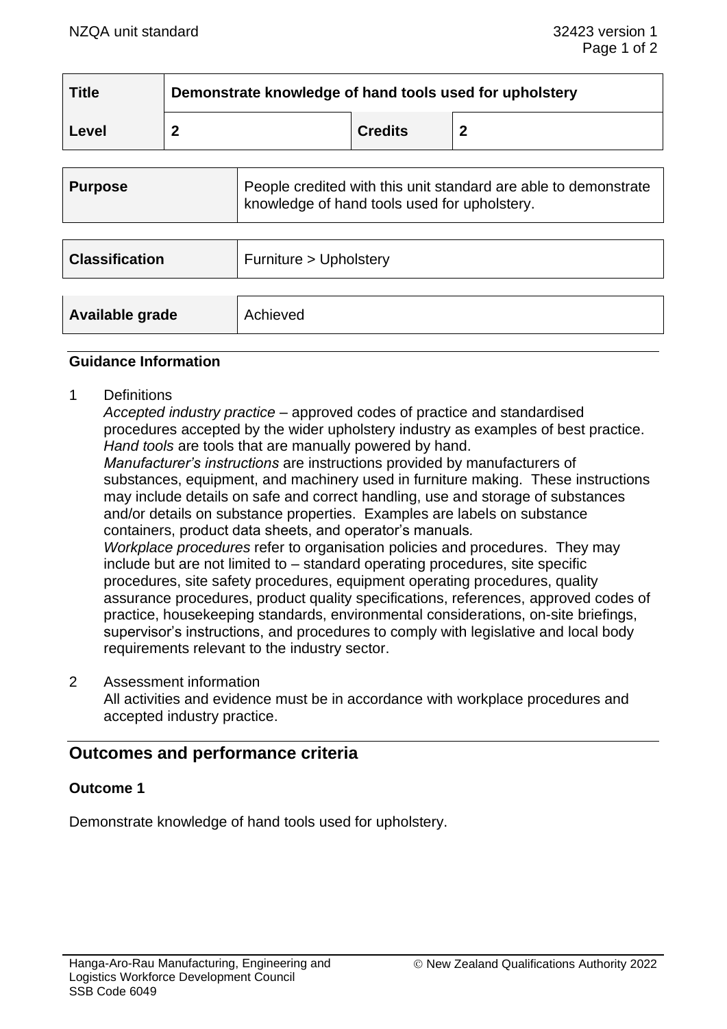| Title | Demonstrate knowledge of hand tools used for upholstery | | |
|---|---|---|---|
| Level | 2 | Credits | 2 |

| Purpose | People credited with this unit standard are able to demonstrate knowledge of hand tools used for upholstery. |
|---|---|

| Classification | Furniture > Upholstery |
|---|---|

| Available grade | Achieved |
|---|---|

### Guidance Information

1 Definitions

*Accepted industry practice* – approved codes of practice and standardised procedures accepted by the wider upholstery industry as examples of best practice.

*Hand tools* are tools that are manually powered by hand.

*Manufacturer's instructions* are instructions provided by manufacturers of substances, equipment, and machinery used in furniture making. These instructions may include details on safe and correct handling, use and storage of substances and/or details on substance properties. Examples are labels on substance containers, product data sheets, and operator's manuals.

*Workplace procedures* refer to organisation policies and procedures. They may include but are not limited to – standard operating procedures, site specific procedures, site safety procedures, equipment operating procedures, quality assurance procedures, product quality specifications, references, approved codes of practice, housekeeping standards, environmental considerations, on-site briefings, supervisor's instructions, and procedures to comply with legislative and local body requirements relevant to the industry sector.

2 Assessment information

All activities and evidence must be in accordance with workplace procedures and accepted industry practice.

## Outcomes and performance criteria

### Outcome 1

Demonstrate knowledge of hand tools used for upholstery.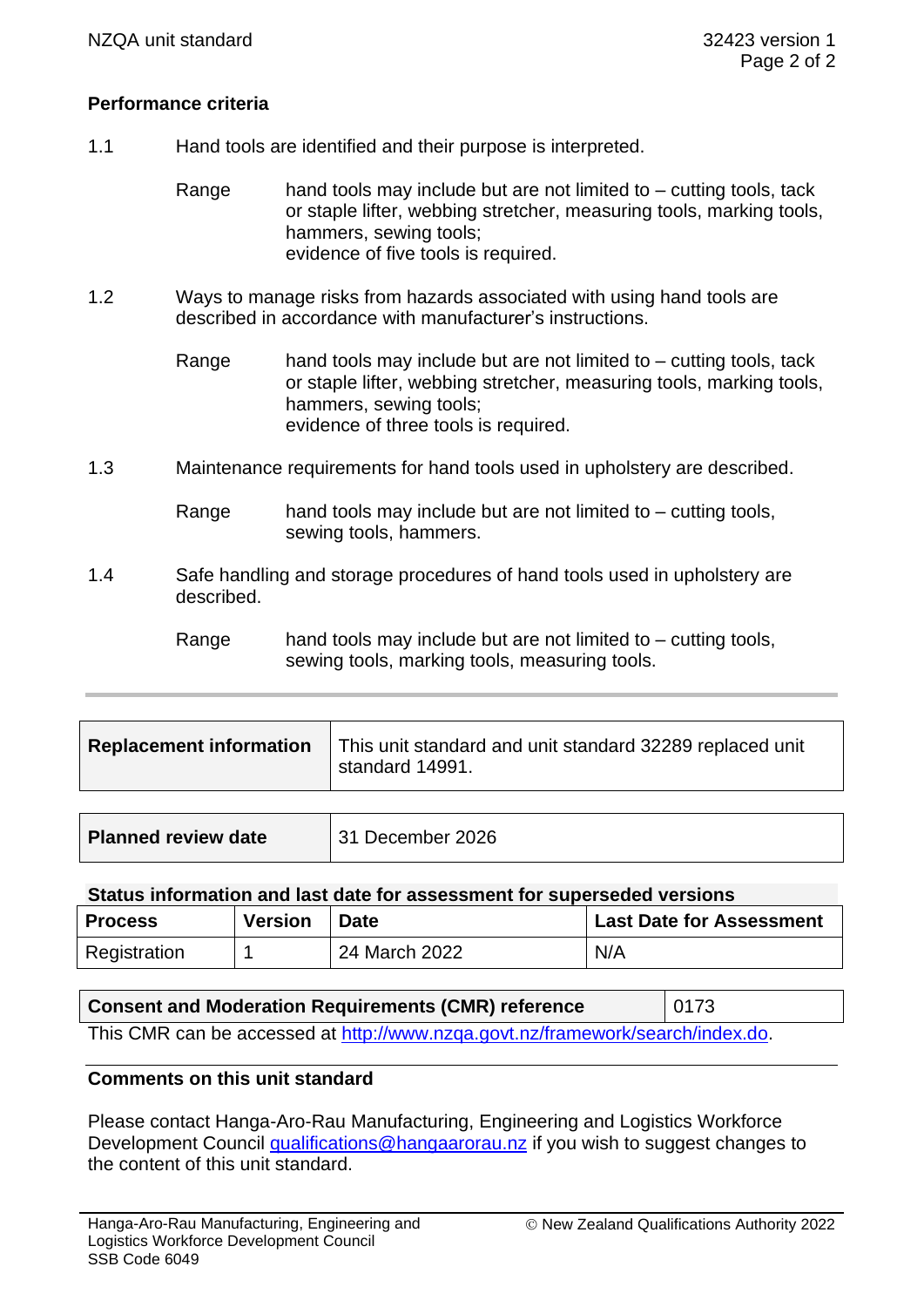**Performance criteria**

1.1 Hand tools are identified and their purpose is interpreted.

Range: hand tools may include but are not limited to – cutting tools, tack or staple lifter, webbing stretcher, measuring tools, marking tools, hammers, sewing tools;
evidence of five tools is required.

1.2 Ways to manage risks from hazards associated with using hand tools are described in accordance with manufacturer's instructions.

Range: hand tools may include but are not limited to – cutting tools, tack or staple lifter, webbing stretcher, measuring tools, marking tools, hammers, sewing tools;
evidence of three tools is required.

1.3 Maintenance requirements for hand tools used in upholstery are described.

Range: hand tools may include but are not limited to – cutting tools, sewing tools, hammers.

1.4 Safe handling and storage procedures of hand tools used in upholstery are described.

Range: hand tools may include but are not limited to – cutting tools, sewing tools, marking tools, measuring tools.

---

| | |
|---|---|
| **Replacement information** | This unit standard and unit standard 32289 replaced unit standard 14991. |

| | |
|---|---|
| **Planned review date** | 31 December 2026 |

**Status information and last date for assessment for superseded versions**

| Process | Version | Date | Last Date for Assessment |
|---|---|---|---|
| Registration | 1 | 24 March 2022 | N/A |

| | |
|---|---|
| **Consent and Moderation Requirements (CMR) reference** | 0173 |

This CMR can be accessed at http://www.nzqa.govt.nz/framework/search/index.do.

**Comments on this unit standard**

Please contact Hanga-Aro-Rau Manufacturing, Engineering and Logistics Workforce Development Council qualifications@hangaarorau.nz if you wish to suggest changes to the content of this unit standard.